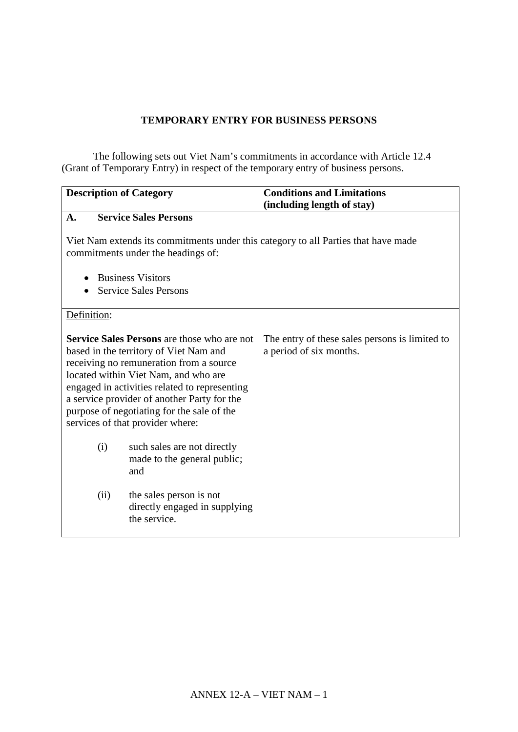# TEMPORARY ENTRY FOR BUSINESS PERSONS

The following sets out Viet Nam's commitments in accordance with Article 12.4 (Grant of Temporary Entry) in respect of the temporary entry of business persons.

| Description of Category | Conditions and Limitations (including length of stay) |
|---|---|
| **A. Service Sales Persons**<br><br>Viet Nam extends its commitments under this category to all Parties that have made commitments under the headings of:<br><br>• Business Visitors<br>• Service Sales Persons | |
| Definition:<br><br>**Service Sales Persons** are those who are not based in the territory of Viet Nam and receiving no remuneration from a source located within Viet Nam, and who are engaged in activities related to representing a service provider of another Party for the purpose of negotiating for the sale of the services of that provider where:<br><br>(i) such sales are not directly made to the general public; and<br><br>(ii) the sales person is not directly engaged in supplying the service. | The entry of these sales persons is limited to a period of six months. |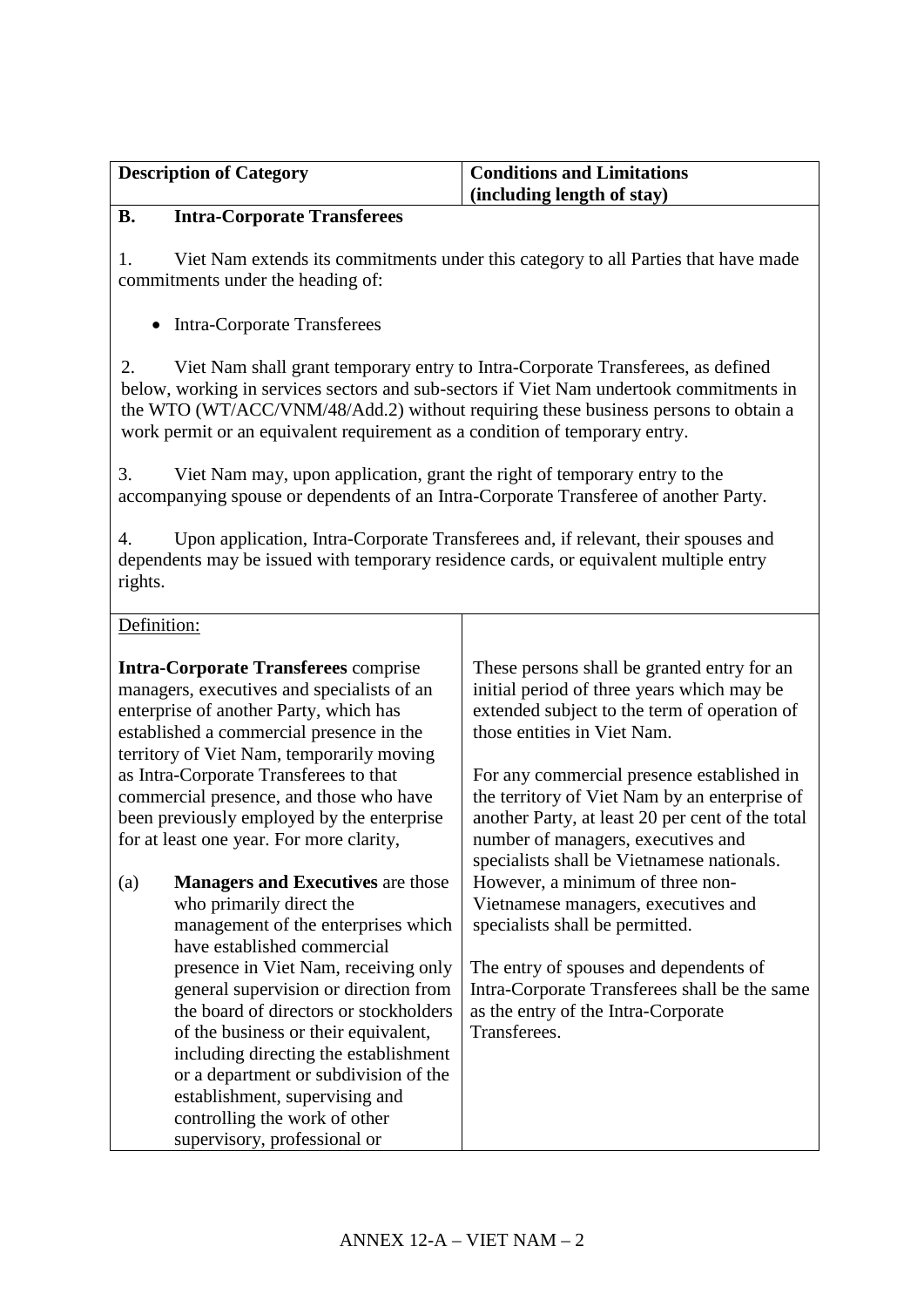| Description of Category | Conditions and Limitations (including length of stay) |
|---|---|
| **B. Intra-Corporate Transferees**<br><br>1. Viet Nam extends its commitments under this category to all Parties that have made commitments under the heading of:<br><br>• Intra-Corporate Transferees<br><br>2. Viet Nam shall grant temporary entry to Intra-Corporate Transferees, as defined below, working in services sectors and sub-sectors if Viet Nam undertook commitments in the WTO (WT/ACC/VNM/48/Add.2) without requiring these business persons to obtain a work permit or an equivalent requirement as a condition of temporary entry.<br><br>3. Viet Nam may, upon application, grant the right of temporary entry to the accompanying spouse or dependents of an Intra-Corporate Transferee of another Party.<br><br>4. Upon application, Intra-Corporate Transferees and, if relevant, their spouses and dependents may be issued with temporary residence cards, or equivalent multiple entry rights. | |
| Definition:<br><br>**Intra-Corporate Transferees** comprise managers, executives and specialists of an enterprise of another Party, which has established a commercial presence in the territory of Viet Nam, temporarily moving as Intra-Corporate Transferees to that commercial presence, and those who have been previously employed by the enterprise for at least one year. For more clarity,<br><br>(a) **Managers and Executives** are those who primarily direct the management of the enterprises which have established commercial presence in Viet Nam, receiving only general supervision or direction from the board of directors or stockholders of the business or their equivalent, including directing the establishment or a department or subdivision of the establishment, supervising and controlling the work of other supervisory, professional or | These persons shall be granted entry for an initial period of three years which may be extended subject to the term of operation of those entities in Viet Nam.<br><br>For any commercial presence established in the territory of Viet Nam by an enterprise of another Party, at least 20 per cent of the total number of managers, executives and specialists shall be Vietnamese nationals. However, a minimum of three non-Vietnamese managers, executives and specialists shall be permitted.<br><br>The entry of spouses and dependents of Intra-Corporate Transferees shall be the same as the entry of the Intra-Corporate Transferees. |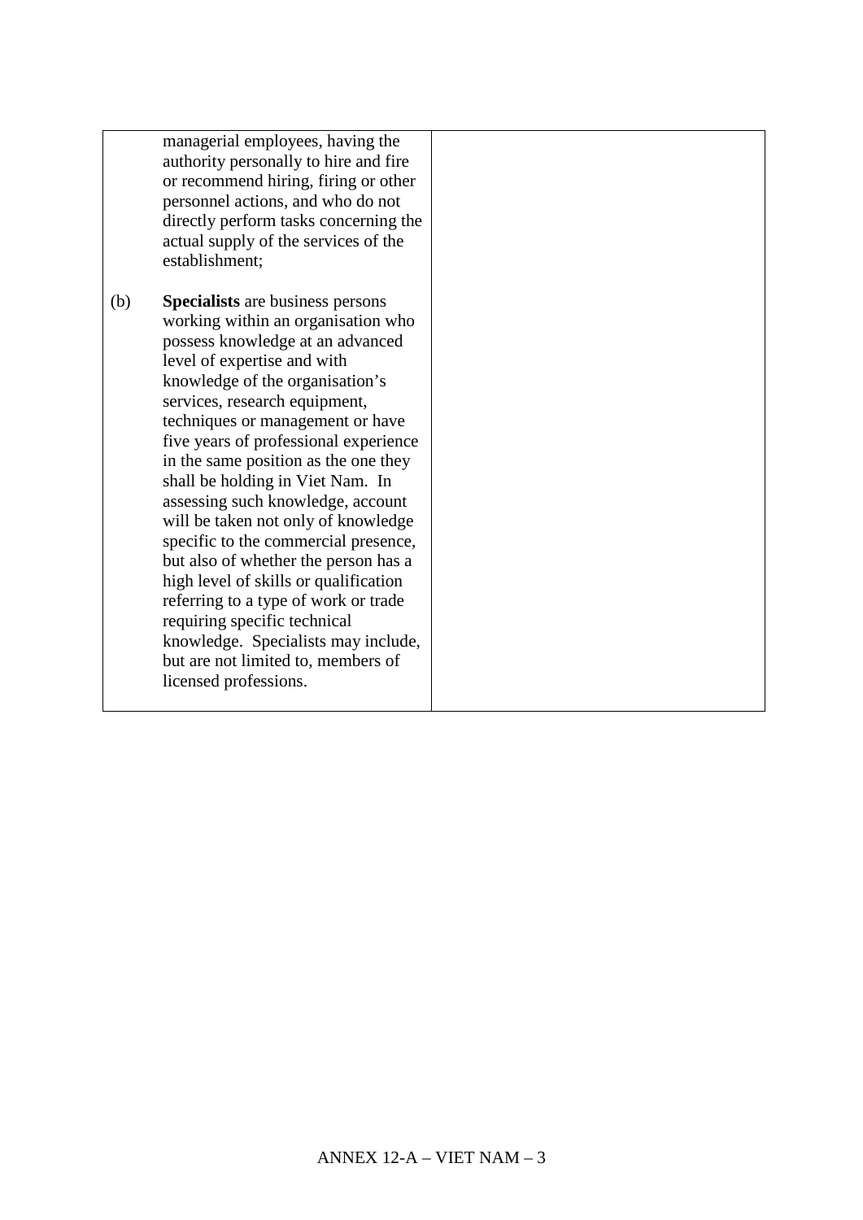| | |
|---|---|
| managerial employees, having the authority personally to hire and fire or recommend hiring, firing or other personnel actions, and who do not directly perform tasks concerning the actual supply of the services of the establishment;<br><br>(b) **Specialists** are business persons working within an organisation who possess knowledge at an advanced level of expertise and with knowledge of the organisation's services, research equipment, techniques or management or have five years of professional experience in the same position as the one they shall be holding in Viet Nam. In assessing such knowledge, account will be taken not only of knowledge specific to the commercial presence, but also of whether the person has a high level of skills or qualification referring to a type of work or trade requiring specific technical knowledge. Specialists may include, but are not limited to, members of licensed professions. | |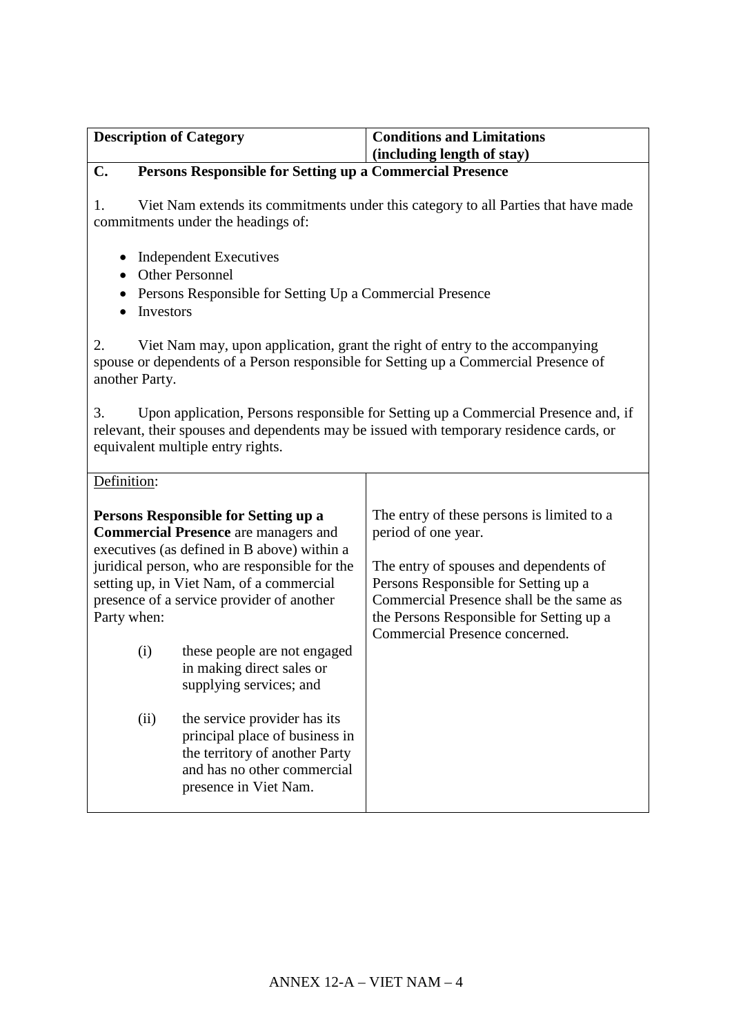| Description of Category | Conditions and Limitations (including length of stay) |
| --- | --- |
| **C. Persons Responsible for Setting up a Commercial Presence**<br><br>1. Viet Nam extends its commitments under this category to all Parties that have made commitments under the headings of:<br><br>• Independent Executives<br>• Other Personnel<br>• Persons Responsible for Setting Up a Commercial Presence<br>• Investors<br><br>2. Viet Nam may, upon application, grant the right of entry to the accompanying spouse or dependents of a Person responsible for Setting up a Commercial Presence of another Party.<br><br>3. Upon application, Persons responsible for Setting up a Commercial Presence and, if relevant, their spouses and dependents may be issued with temporary residence cards, or equivalent multiple entry rights. | |
| Definition:<br><br>**Persons Responsible for Setting up a Commercial Presence** are managers and executives (as defined in B above) within a juridical person, who are responsible for the setting up, in Viet Nam, of a commercial presence of a service provider of another Party when:<br><br>(i) these people are not engaged in making direct sales or supplying services; and<br><br>(ii) the service provider has its principal place of business in the territory of another Party and has no other commercial presence in Viet Nam. | The entry of these persons is limited to a period of one year.<br><br>The entry of spouses and dependents of Persons Responsible for Setting up a Commercial Presence shall be the same as the Persons Responsible for Setting up a Commercial Presence concerned. |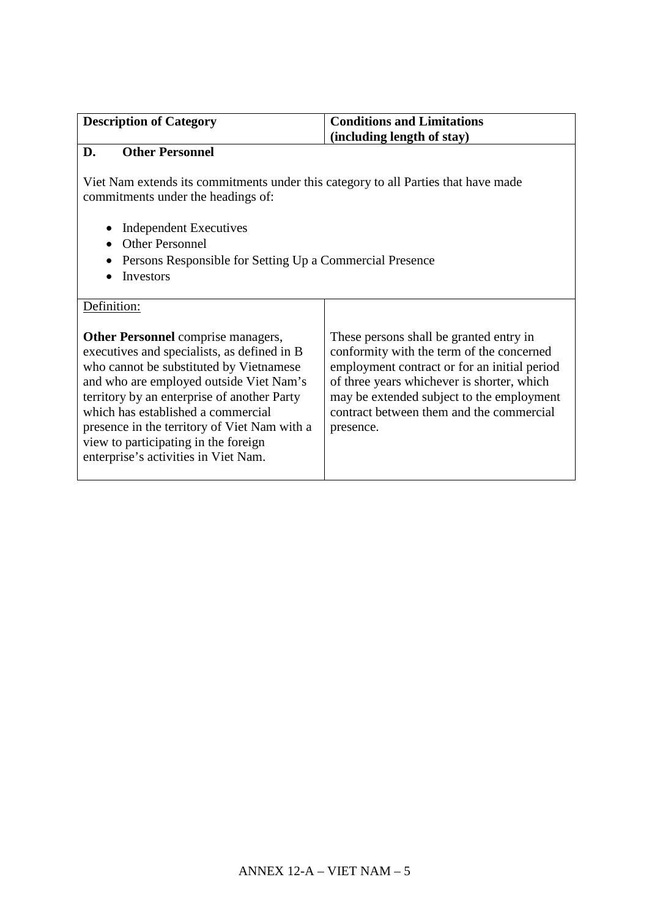| Description of Category | Conditions and Limitations (including length of stay) |
| --- | --- |
| **D. Other Personnel**<br><br>Viet Nam extends its commitments under this category to all Parties that have made commitments under the headings of:<br><br>• Independent Executives<br>• Other Personnel<br>• Persons Responsible for Setting Up a Commercial Presence<br>• Investors | |
| Definition:<br><br>**Other Personnel** comprise managers, executives and specialists, as defined in B who cannot be substituted by Vietnamese and who are employed outside Viet Nam's territory by an enterprise of another Party which has established a commercial presence in the territory of Viet Nam with a view to participating in the foreign enterprise's activities in Viet Nam. | These persons shall be granted entry in conformity with the term of the concerned employment contract or for an initial period of three years whichever is shorter, which may be extended subject to the employment contract between them and the commercial presence. |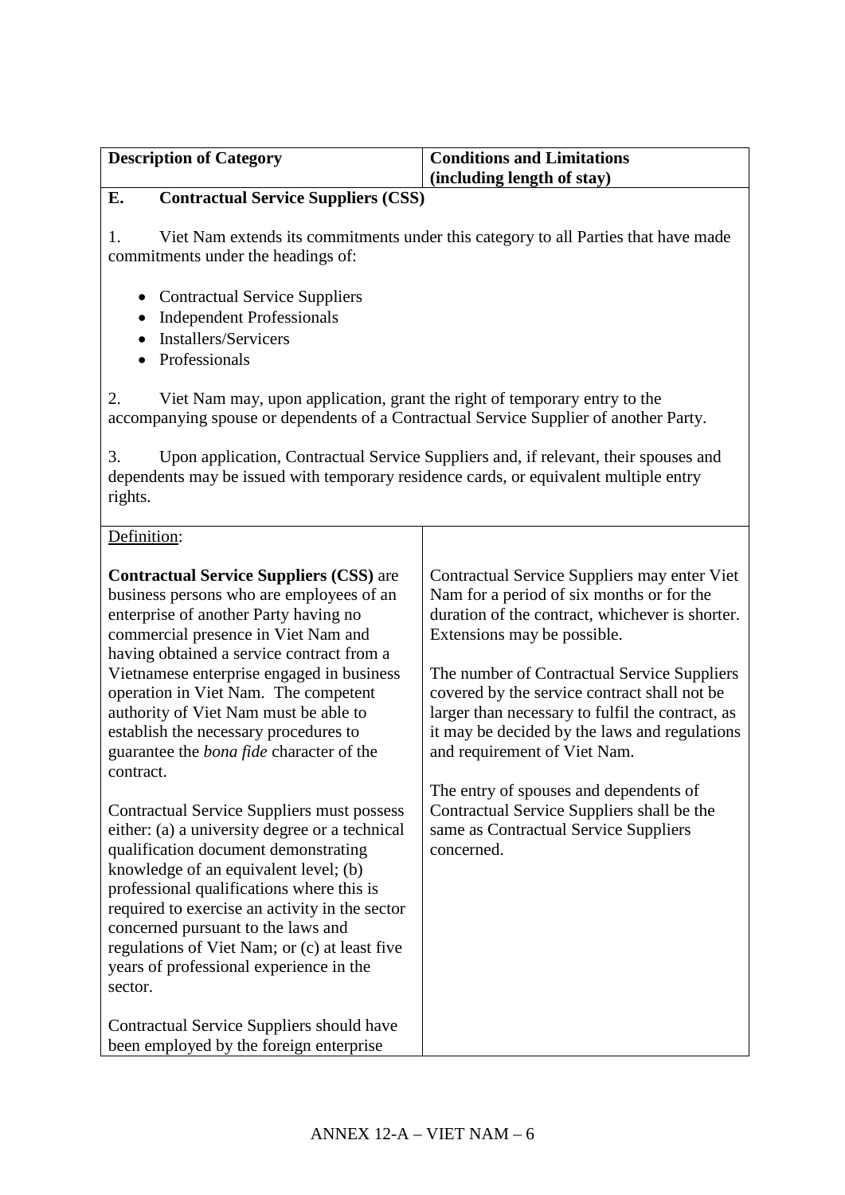| Description of Category | Conditions and Limitations (including length of stay) |
|---|---|
| **E. Contractual Service Suppliers (CSS)**<br><br>1. Viet Nam extends its commitments under this category to all Parties that have made commitments under the headings of:<br><br>• Contractual Service Suppliers<br>• Independent Professionals<br>• Installers/Servicers<br>• Professionals<br><br>2. Viet Nam may, upon application, grant the right of temporary entry to the accompanying spouse or dependents of a Contractual Service Supplier of another Party.<br><br>3. Upon application, Contractual Service Suppliers and, if relevant, their spouses and dependents may be issued with temporary residence cards, or equivalent multiple entry rights. | |
| Definition:<br><br>**Contractual Service Suppliers (CSS)** are business persons who are employees of an enterprise of another Party having no commercial presence in Viet Nam and having obtained a service contract from a Vietnamese enterprise engaged in business operation in Viet Nam. The competent authority of Viet Nam must be able to establish the necessary procedures to guarantee the *bona fide* character of the contract.<br><br>Contractual Service Suppliers must possess either: (a) a university degree or a technical qualification document demonstrating knowledge of an equivalent level; (b) professional qualifications where this is required to exercise an activity in the sector concerned pursuant to the laws and regulations of Viet Nam; or (c) at least five years of professional experience in the sector.<br><br>Contractual Service Suppliers should have been employed by the foreign enterprise | Contractual Service Suppliers may enter Viet Nam for a period of six months or for the duration of the contract, whichever is shorter. Extensions may be possible.<br><br>The number of Contractual Service Suppliers covered by the service contract shall not be larger than necessary to fulfil the contract, as it may be decided by the laws and regulations and requirement of Viet Nam.<br><br>The entry of spouses and dependents of Contractual Service Suppliers shall be the same as Contractual Service Suppliers concerned. |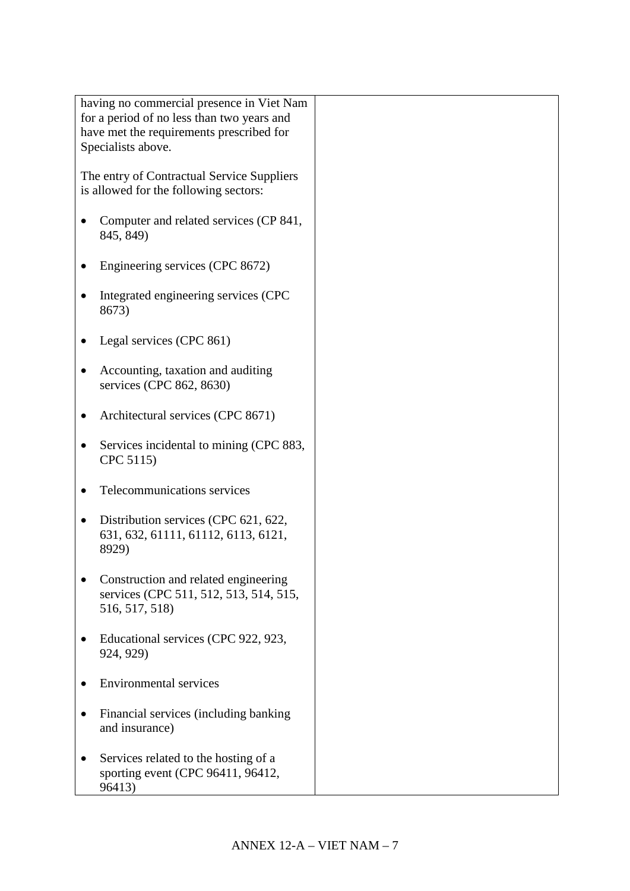| | |
|---|---|
| having no commercial presence in Viet Nam for a period of no less than two years and have met the requirements prescribed for Specialists above.<br><br>The entry of Contractual Service Suppliers is allowed for the following sectors:<br><br>• Computer and related services (CP 841, 845, 849)<br><br>• Engineering services (CPC 8672)<br><br>• Integrated engineering services (CPC 8673)<br><br>• Legal services (CPC 861)<br><br>• Accounting, taxation and auditing services (CPC 862, 8630)<br><br>• Architectural services (CPC 8671)<br><br>• Services incidental to mining (CPC 883, CPC 5115)<br><br>• Telecommunications services<br><br>• Distribution services (CPC 621, 622, 631, 632, 61111, 61112, 6113, 6121, 8929)<br><br>• Construction and related engineering services (CPC 511, 512, 513, 514, 515, 516, 517, 518)<br><br>• Educational services (CPC 922, 923, 924, 929)<br><br>• Environmental services<br><br>• Financial services (including banking and insurance)<br><br>• Services related to the hosting of a sporting event (CPC 96411, 96412, 96413) | |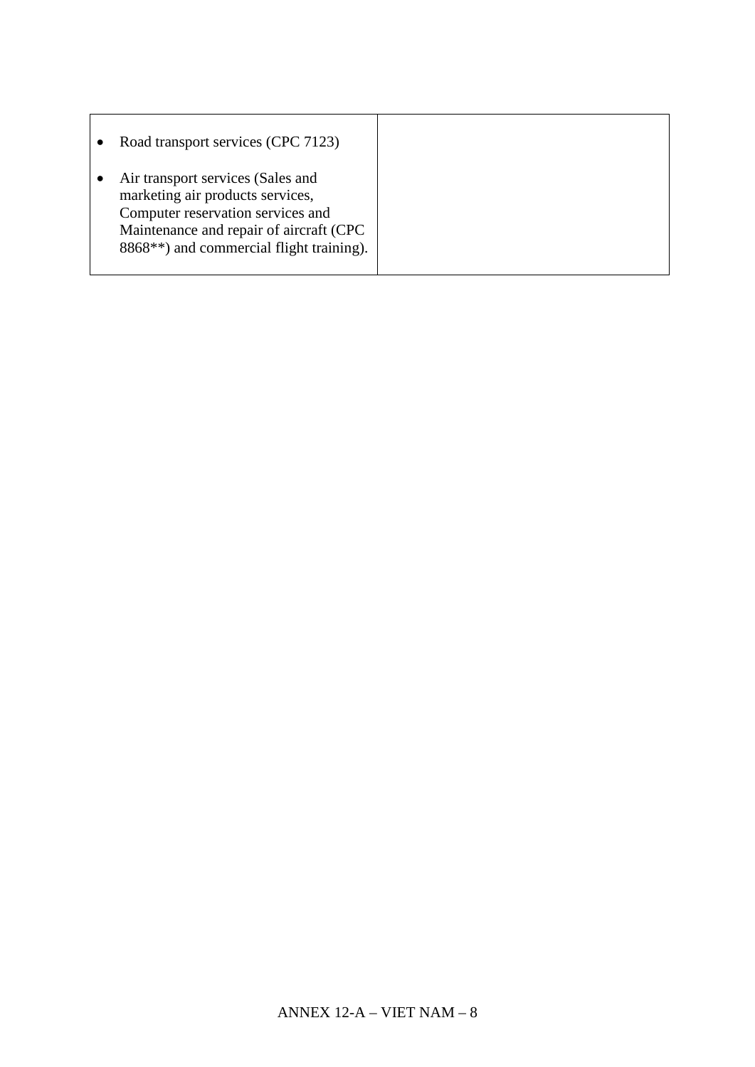| | |
|---|---|
| • Road transport services (CPC 7123)<br><br>• Air transport services (Sales and marketing air products services, Computer reservation services and Maintenance and repair of aircraft (CPC 8868**) and commercial flight training). | |